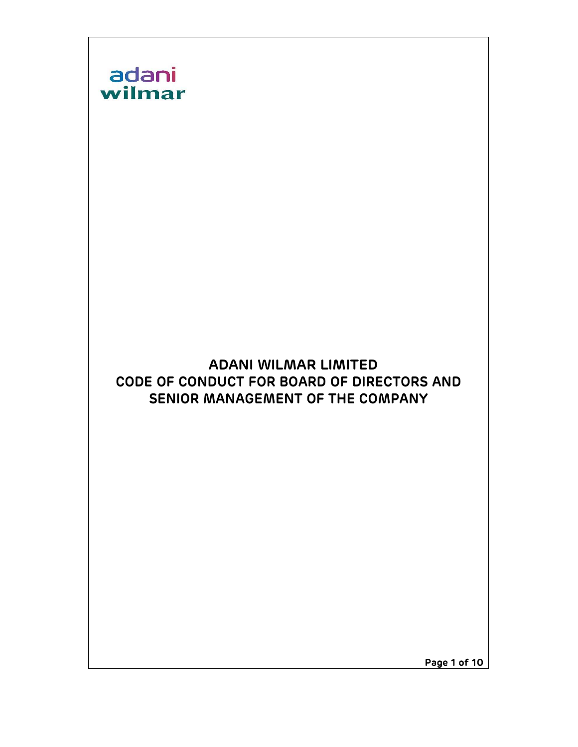adani
wilmar

# ADANI WILMAR LIMITED
# CODE OF CONDUCT FOR BOARD OF DIRECTORS AND SENIOR MANAGEMENT OF THE COMPANY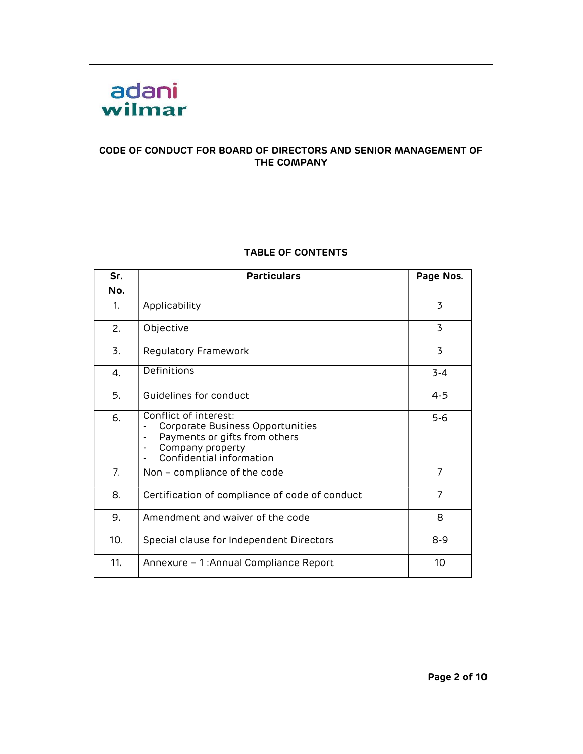adani wilmar

# CODE OF CONDUCT FOR BOARD OF DIRECTORS AND SENIOR MANAGEMENT OF THE COMPANY

## TABLE OF CONTENTS

| Sr. No. | Particulars | Page Nos. |
|---|---|---|
| 1. | Applicability | 3 |
| 2. | Objective | 3 |
| 3. | Regulatory Framework | 3 |
| 4. | Definitions | 3-4 |
| 5. | Guidelines for conduct | 4-5 |
| 6. | Conflict of interest:<br>- Corporate Business Opportunities<br>- Payments or gifts from others<br>- Company property<br>- Confidential information | 5-6 |
| 7. | Non – compliance of the code | 7 |
| 8. | Certification of compliance of code of conduct | 7 |
| 9. | Amendment and waiver of the code | 8 |
| 10. | Special clause for Independent Directors | 8-9 |
| 11. | Annexure – 1 :Annual Compliance Report | 10 |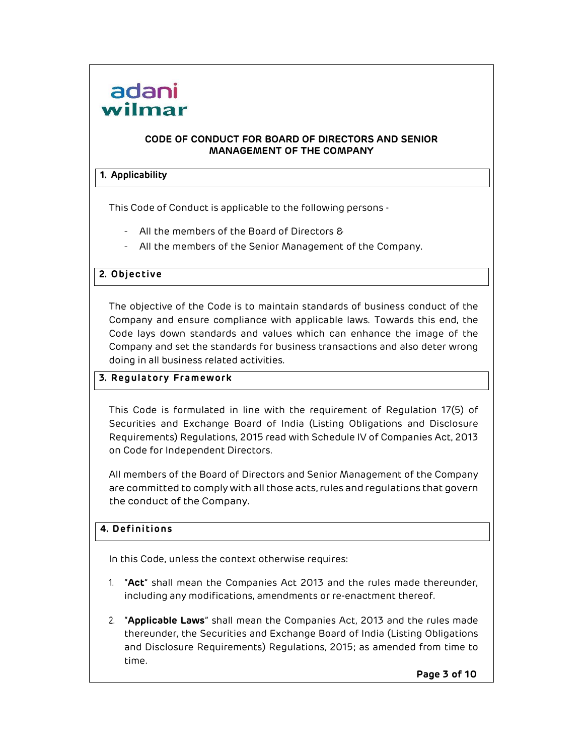# CODE OF CONDUCT FOR BOARD OF DIRECTORS AND SENIOR MANAGEMENT OF THE COMPANY

## 1. Applicability

This Code of Conduct is applicable to the following persons -

- All the members of the Board of Directors &
- All the members of the Senior Management of the Company.

## 2. Objective

The objective of the Code is to maintain standards of business conduct of the Company and ensure compliance with applicable laws. Towards this end, the Code lays down standards and values which can enhance the image of the Company and set the standards for business transactions and also deter wrong doing in all business related activities.

## 3. Regulatory Framework

This Code is formulated in line with the requirement of Regulation 17(5) of Securities and Exchange Board of India (Listing Obligations and Disclosure Requirements) Regulations, 2015 read with Schedule IV of Companies Act, 2013 on Code for Independent Directors.

All members of the Board of Directors and Senior Management of the Company are committed to comply with all those acts, rules and regulations that govern the conduct of the Company.

## 4. Definitions

In this Code, unless the context otherwise requires:

1. "**Act**" shall mean the Companies Act 2013 and the rules made thereunder, including any modifications, amendments or re-enactment thereof.

2. "**Applicable Laws**" shall mean the Companies Act, 2013 and the rules made thereunder, the Securities and Exchange Board of India (Listing Obligations and Disclosure Requirements) Regulations, 2015; as amended from time to time.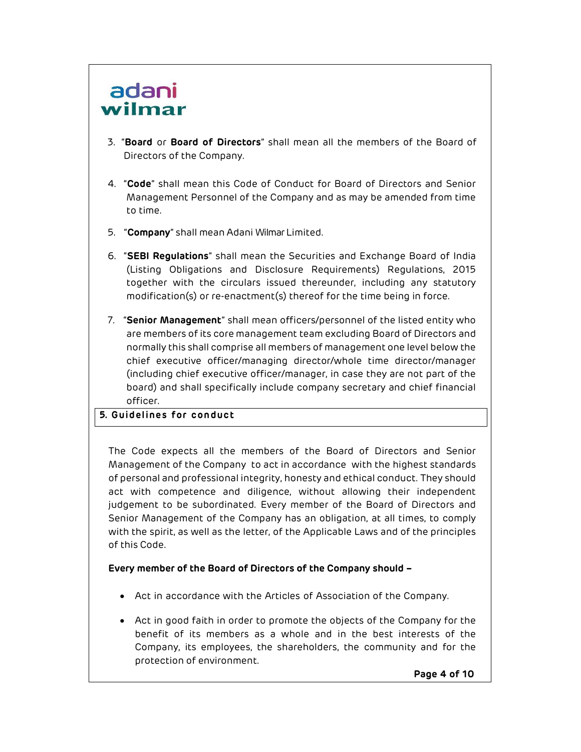3. "**Board** or **Board of Directors**" shall mean all the members of the Board of Directors of the Company.

4. "**Code**" shall mean this Code of Conduct for Board of Directors and Senior Management Personnel of the Company and as may be amended from time to time.

5. "**Company**" shall mean Adani Wilmar Limited.

6. "**SEBI Regulations**" shall mean the Securities and Exchange Board of India (Listing Obligations and Disclosure Requirements) Regulations, 2015 together with the circulars issued thereunder, including any statutory modification(s) or re-enactment(s) thereof for the time being in force.

7. "**Senior Management**" shall mean officers/personnel of the listed entity who are members of its core management team excluding Board of Directors and normally this shall comprise all members of management one level below the chief executive officer/managing director/whole time director/manager (including chief executive officer/manager, in case they are not part of the board) and shall specifically include company secretary and chief financial officer.

## 5. Guidelines for conduct

The Code expects all the members of the Board of Directors and Senior Management of the Company to act in accordance with the highest standards of personal and professional integrity, honesty and ethical conduct. They should act with competence and diligence, without allowing their independent judgement to be subordinated. Every member of the Board of Directors and Senior Management of the Company has an obligation, at all times, to comply with the spirit, as well as the letter, of the Applicable Laws and of the principles of this Code.

**Every member of the Board of Directors of the Company should –**

- Act in accordance with the Articles of Association of the Company.
- Act in good faith in order to promote the objects of the Company for the benefit of its members as a whole and in the best interests of the Company, its employees, the shareholders, the community and for the protection of environment.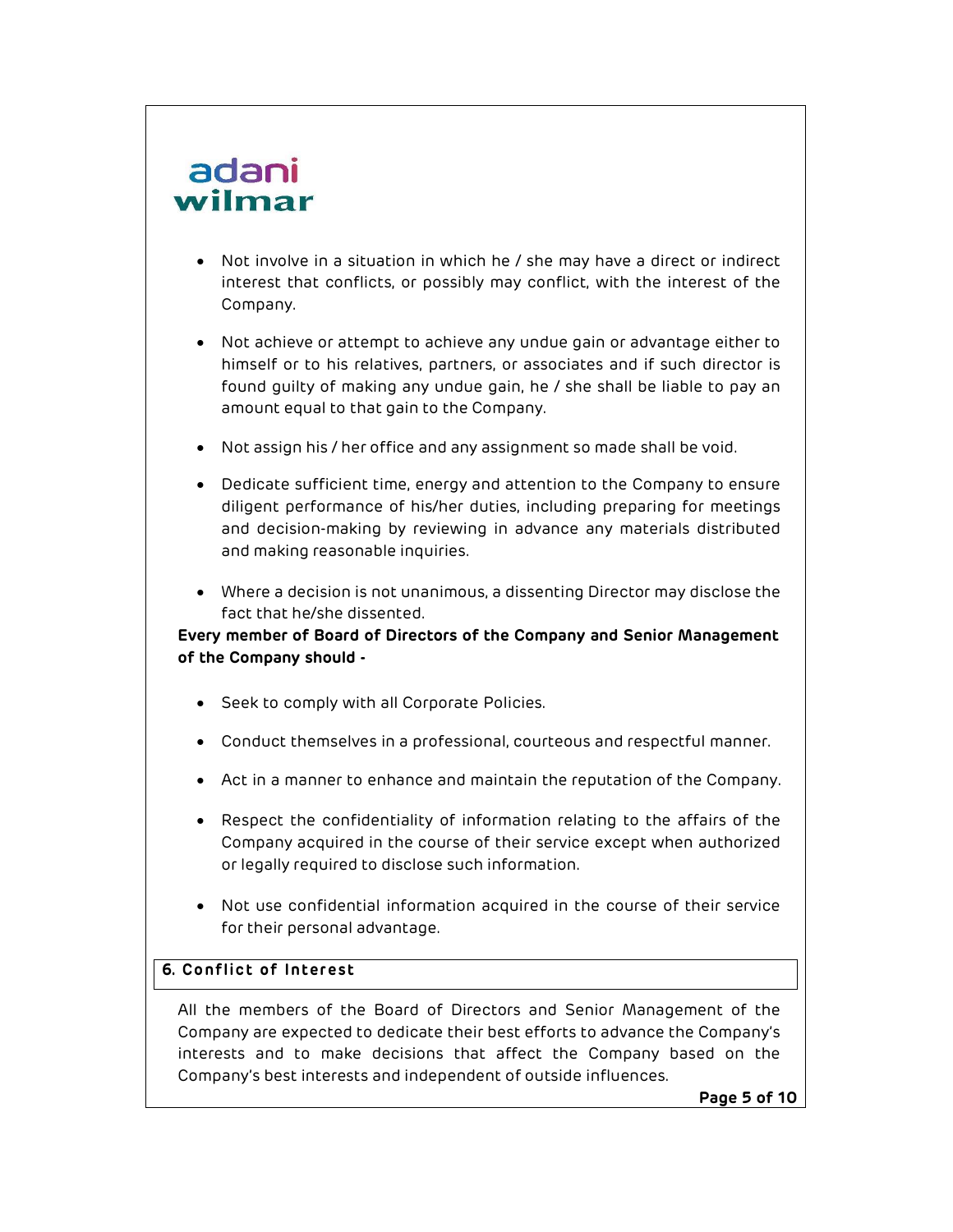- Not involve in a situation in which he / she may have a direct or indirect interest that conflicts, or possibly may conflict, with the interest of the Company.

- Not achieve or attempt to achieve any undue gain or advantage either to himself or to his relatives, partners, or associates and if such director is found guilty of making any undue gain, he / she shall be liable to pay an amount equal to that gain to the Company.

- Not assign his / her office and any assignment so made shall be void.

- Dedicate sufficient time, energy and attention to the Company to ensure diligent performance of his/her duties, including preparing for meetings and decision-making by reviewing in advance any materials distributed and making reasonable inquiries.

- Where a decision is not unanimous, a dissenting Director may disclose the fact that he/she dissented.

**Every member of Board of Directors of the Company and Senior Management of the Company should -**

- Seek to comply with all Corporate Policies.

- Conduct themselves in a professional, courteous and respectful manner.

- Act in a manner to enhance and maintain the reputation of the Company.

- Respect the confidentiality of information relating to the affairs of the Company acquired in the course of their service except when authorized or legally required to disclose such information.

- Not use confidential information acquired in the course of their service for their personal advantage.

## 6. Conflict of Interest

All the members of the Board of Directors and Senior Management of the Company are expected to dedicate their best efforts to advance the Company's interests and to make decisions that affect the Company based on the Company's best interests and independent of outside influences.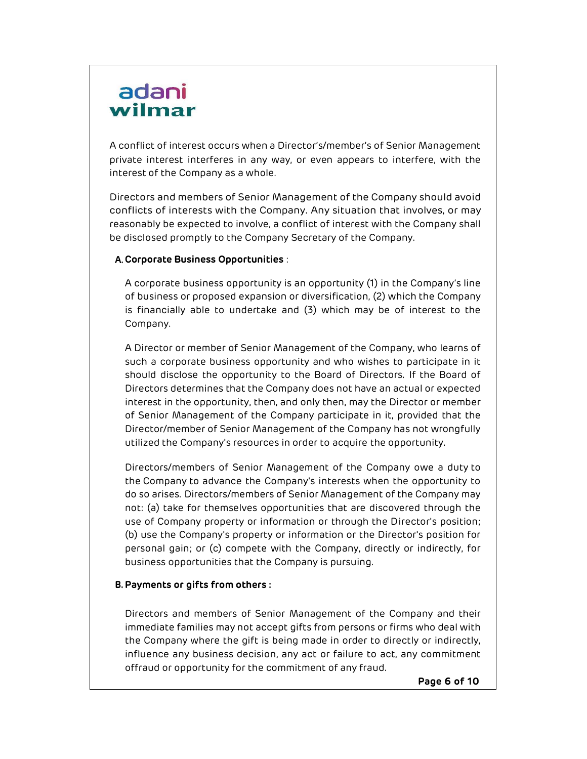A conflict of interest occurs when a Director's/member's of Senior Management private interest interferes in any way, or even appears to interfere, with the interest of the Company as a whole.

Directors and members of Senior Management of the Company should avoid conflicts of interests with the Company. Any situation that involves, or may reasonably be expected to involve, a conflict of interest with the Company shall be disclosed promptly to the Company Secretary of the Company.

**A. Corporate Business Opportunities** :

A corporate business opportunity is an opportunity (1) in the Company's line of business or proposed expansion or diversification, (2) which the Company is financially able to undertake and (3) which may be of interest to the Company.

A Director or member of Senior Management of the Company, who learns of such a corporate business opportunity and who wishes to participate in it should disclose the opportunity to the Board of Directors. If the Board of Directors determines that the Company does not have an actual or expected interest in the opportunity, then, and only then, may the Director or member of Senior Management of the Company participate in it, provided that the Director/member of Senior Management of the Company has not wrongfully utilized the Company's resources in order to acquire the opportunity.

Directors/members of Senior Management of the Company owe a duty to the Company to advance the Company's interests when the opportunity to do so arises. Directors/members of Senior Management of the Company may not: (a) take for themselves opportunities that are discovered through the use of Company property or information or through the Director's position; (b) use the Company's property or information or the Director's position for personal gain; or (c) compete with the Company, directly or indirectly, for business opportunities that the Company is pursuing.

**B. Payments or gifts from others :**

Directors and members of Senior Management of the Company and their immediate families may not accept gifts from persons or firms who deal with the Company where the gift is being made in order to directly or indirectly, influence any business decision, any act or failure to act, any commitment offraud or opportunity for the commitment of any fraud.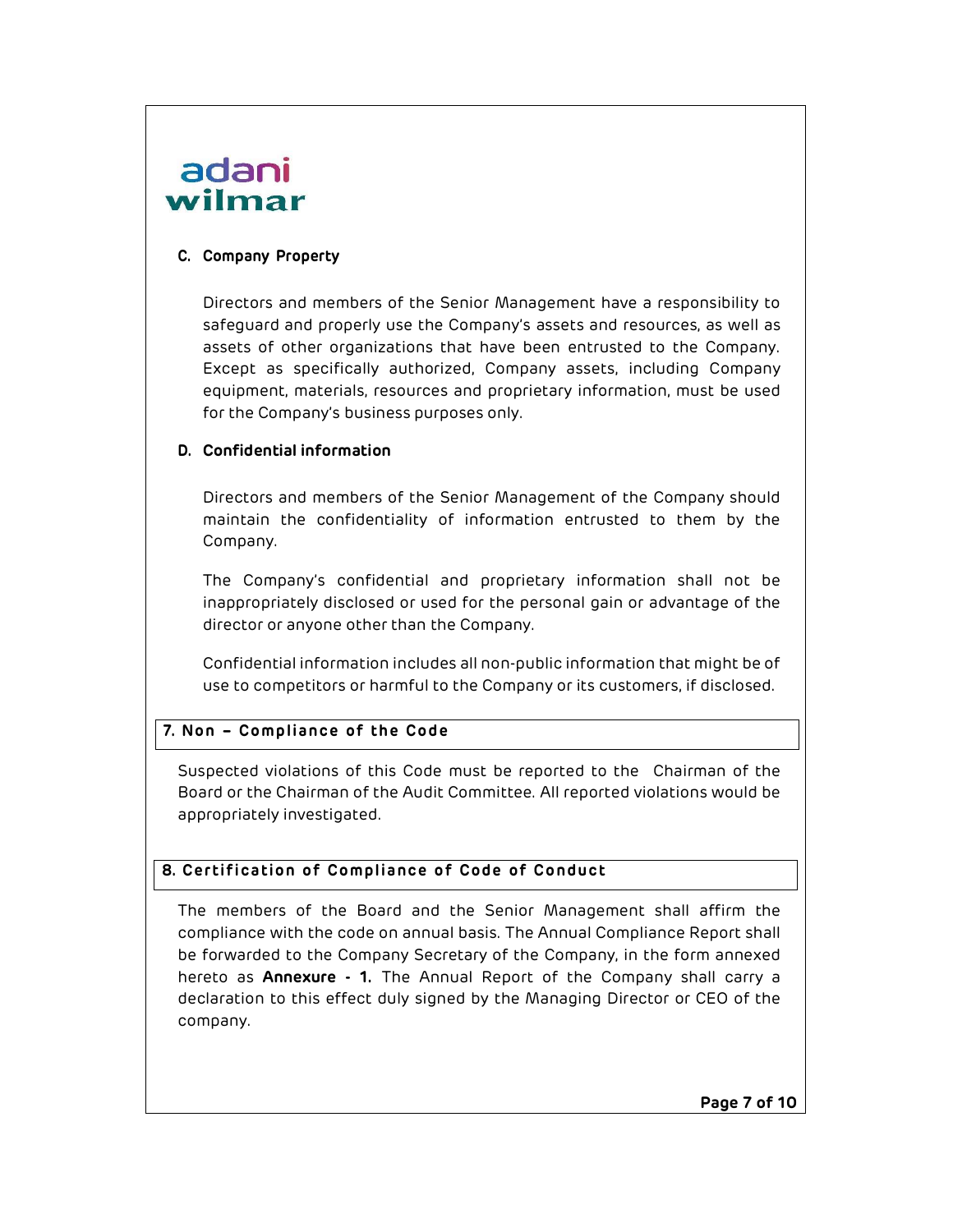### C. Company Property

Directors and members of the Senior Management have a responsibility to safeguard and properly use the Company's assets and resources, as well as assets of other organizations that have been entrusted to the Company. Except as specifically authorized, Company assets, including Company equipment, materials, resources and proprietary information, must be used for the Company's business purposes only.

### D. Confidential information

Directors and members of the Senior Management of the Company should maintain the confidentiality of information entrusted to them by the Company.

The Company's confidential and proprietary information shall not be inappropriately disclosed or used for the personal gain or advantage of the director or anyone other than the Company.

Confidential information includes all non-public information that might be of use to competitors or harmful to the Company or its customers, if disclosed.

## 7. Non – Compliance of the Code

Suspected violations of this Code must be reported to the Chairman of the Board or the Chairman of the Audit Committee. All reported violations would be appropriately investigated.

## 8. Certification of Compliance of Code of Conduct

The members of the Board and the Senior Management shall affirm the compliance with the code on annual basis. The Annual Compliance Report shall be forwarded to the Company Secretary of the Company, in the form annexed hereto as **Annexure - 1.** The Annual Report of the Company shall carry a declaration to this effect duly signed by the Managing Director or CEO of the company.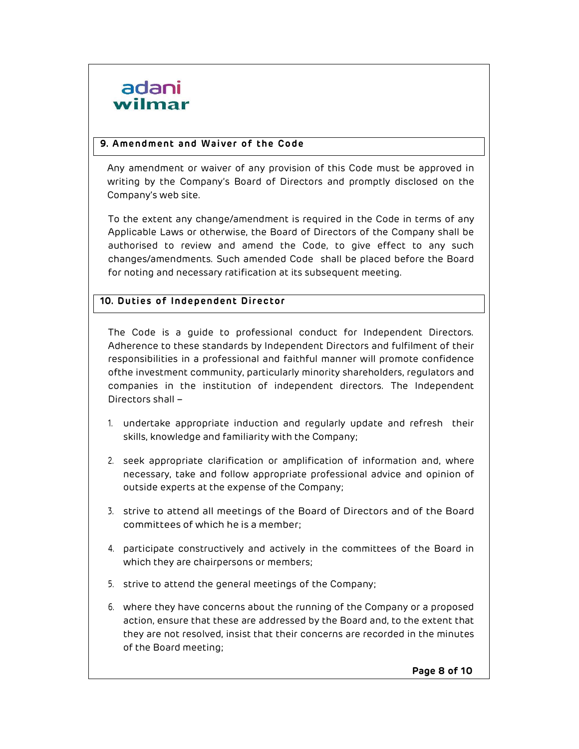## 9. Amendment and Waiver of the Code

Any amendment or waiver of any provision of this Code must be approved in writing by the Company's Board of Directors and promptly disclosed on the Company's web site.

To the extent any change/amendment is required in the Code in terms of any Applicable Laws or otherwise, the Board of Directors of the Company shall be authorised to review and amend the Code, to give effect to any such changes/amendments. Such amended Code shall be placed before the Board for noting and necessary ratification at its subsequent meeting.

## 10. Duties of Independent Director

The Code is a guide to professional conduct for Independent Directors. Adherence to these standards by Independent Directors and fulfilment of their responsibilities in a professional and faithful manner will promote confidence ofthe investment community, particularly minority shareholders, regulators and companies in the institution of independent directors. The Independent Directors shall –

1. undertake appropriate induction and regularly update and refresh their skills, knowledge and familiarity with the Company;
2. seek appropriate clarification or amplification of information and, where necessary, take and follow appropriate professional advice and opinion of outside experts at the expense of the Company;
3. strive to attend all meetings of the Board of Directors and of the Board committees of which he is a member;
4. participate constructively and actively in the committees of the Board in which they are chairpersons or members;
5. strive to attend the general meetings of the Company;
6. where they have concerns about the running of the Company or a proposed action, ensure that these are addressed by the Board and, to the extent that they are not resolved, insist that their concerns are recorded in the minutes of the Board meeting;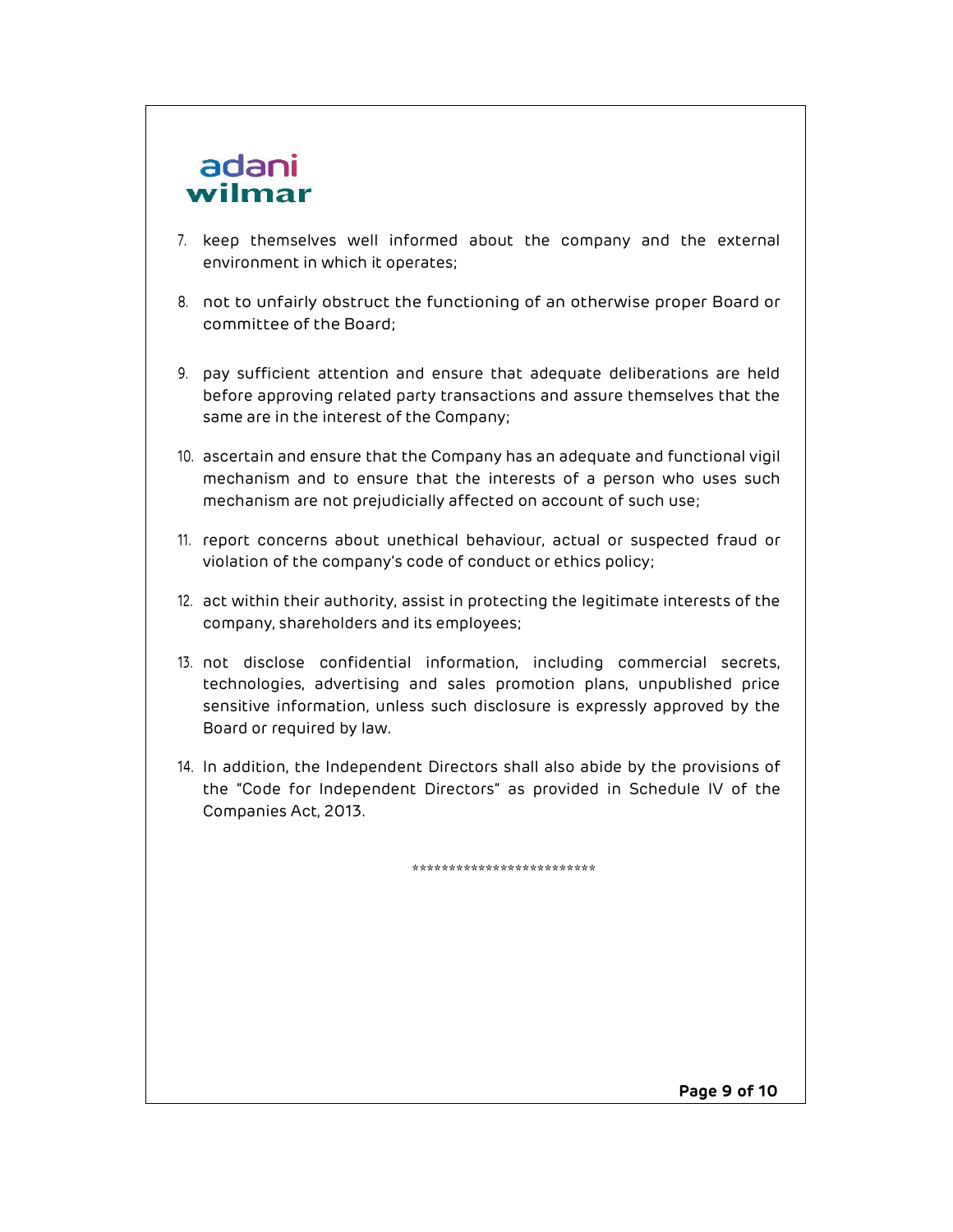7. keep themselves well informed about the company and the external environment in which it operates;

8. not to unfairly obstruct the functioning of an otherwise proper Board or committee of the Board;

9. pay sufficient attention and ensure that adequate deliberations are held before approving related party transactions and assure themselves that the same are in the interest of the Company;

10. ascertain and ensure that the Company has an adequate and functional vigil mechanism and to ensure that the interests of a person who uses such mechanism are not prejudicially affected on account of such use;

11. report concerns about unethical behaviour, actual or suspected fraud or violation of the company's code of conduct or ethics policy;

12. act within their authority, assist in protecting the legitimate interests of the company, shareholders and its employees;

13. not disclose confidential information, including commercial secrets, technologies, advertising and sales promotion plans, unpublished price sensitive information, unless such disclosure is expressly approved by the Board or required by law.

14. In addition, the Independent Directors shall also abide by the provisions of the "Code for Independent Directors" as provided in Schedule IV of the Companies Act, 2013.

\*\*\*\*\*\*\*\*\*\*\*\*\*\*\*\*\*\*\*\*\*\*\*\*\*\*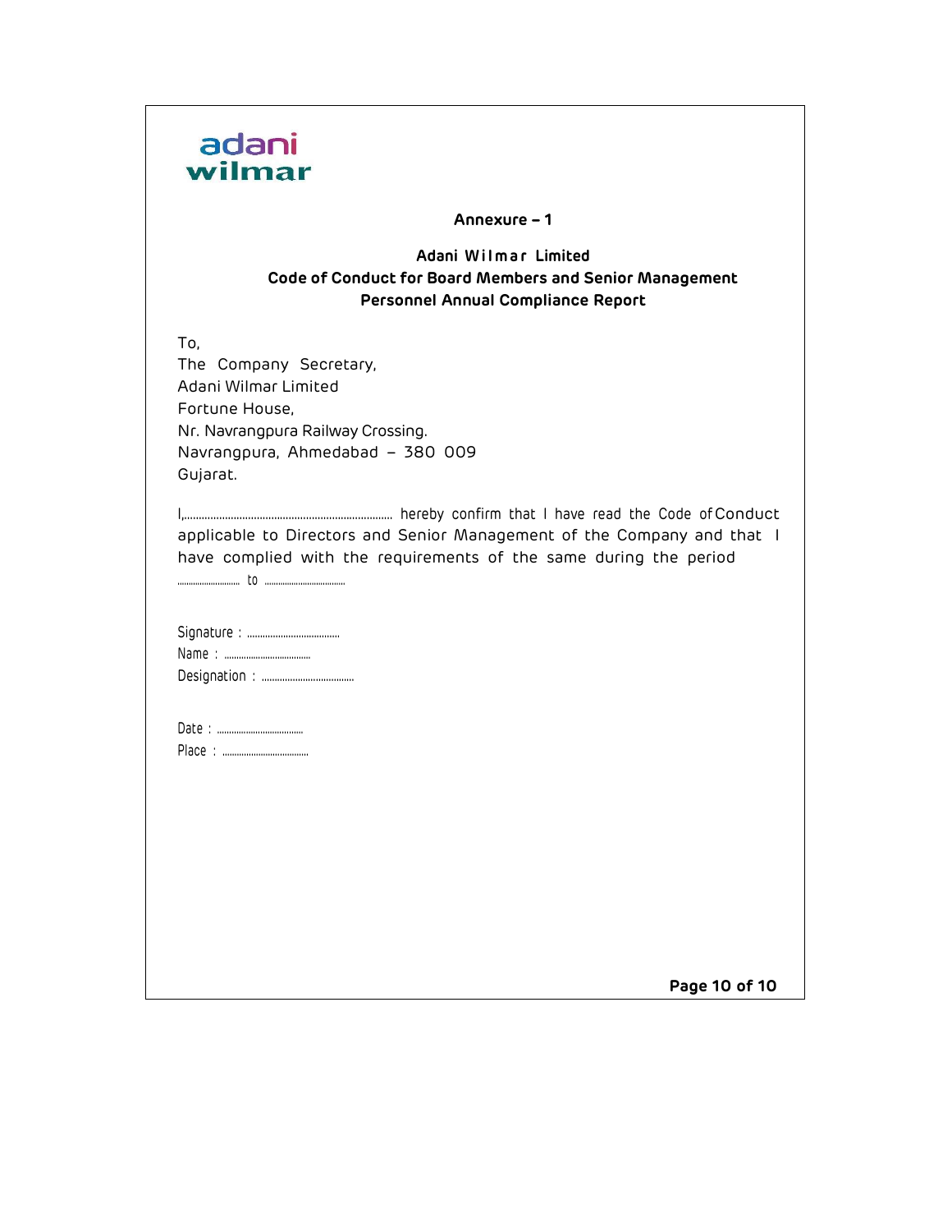adani wilmar

**Annexure – 1**

**Adani Wilmar Limited**
**Code of Conduct for Board Members and Senior Management Personnel Annual Compliance Report**

To,
The Company Secretary,
Adani Wilmar Limited
Fortune House,
Nr. Navrangpura Railway Crossing.
Navrangpura, Ahmedabad – 380 009
Gujarat.

I,........................................................................ hereby confirm that I have read the Code of Conduct applicable to Directors and Senior Management of the Company and that I have complied with the requirements of the same during the period ........................... to ..................................

Signature : ....................................
Name : ....................................
Designation : ....................................

Date : ....................................
Place : ....................................